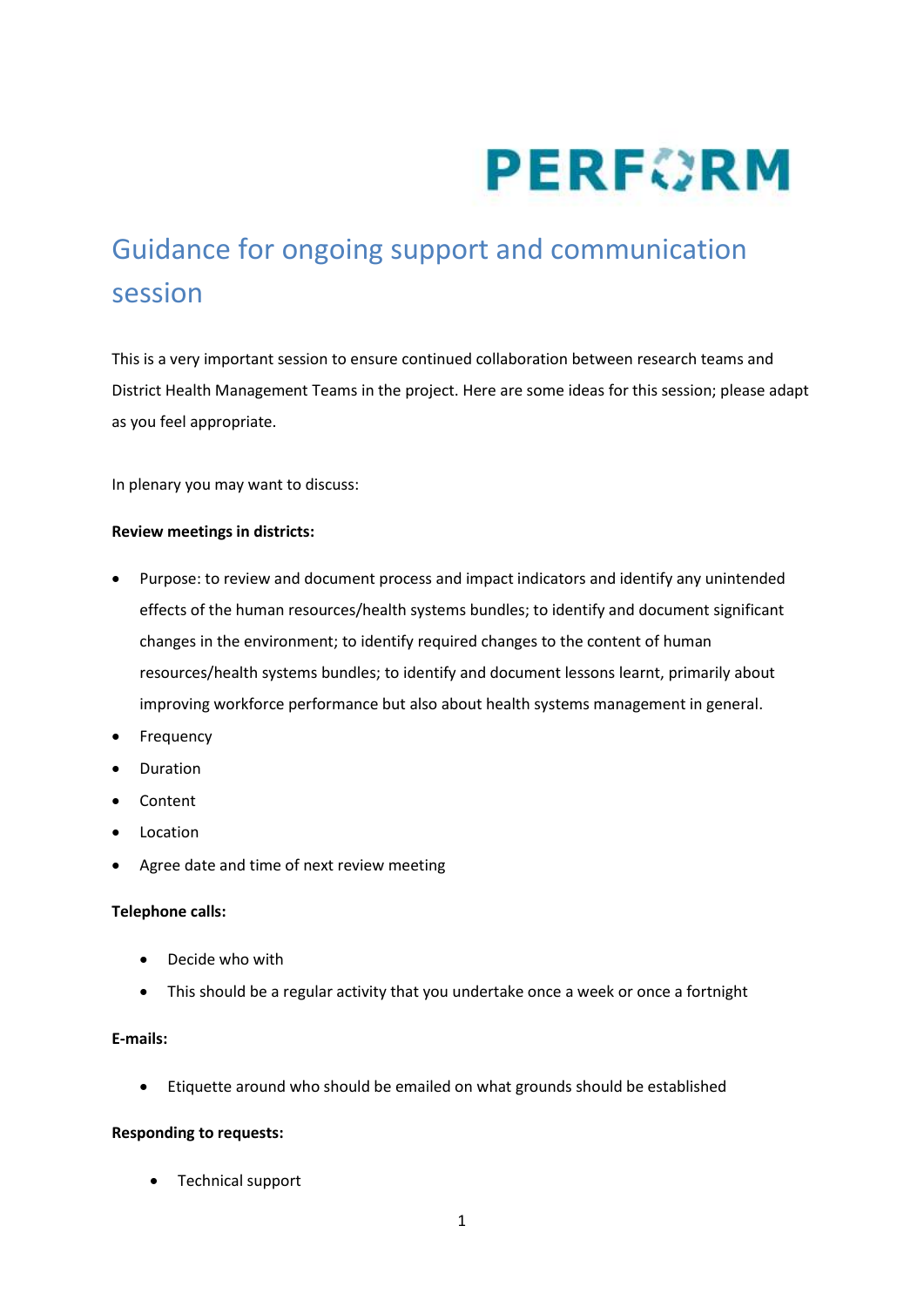PERFORM

# Guidance for ongoing support and communication session

This is a very important session to ensure continued collaboration between research teams and District Health Management Teams in the project. Here are some ideas for this session; please adapt as you feel appropriate.

In plenary you may want to discuss:

**Review meetings in districts:**

- Purpose: to review and document process and impact indicators and identify any unintended effects of the human resources/health systems bundles; to identify and document significant changes in the environment; to identify required changes to the content of human resources/health systems bundles; to identify and document lessons learnt, primarily about improving workforce performance but also about health systems management in general.
- Frequency
- Duration
- Content
- Location
- Agree date and time of next review meeting

**Telephone calls:**

- Decide who with
- This should be a regular activity that you undertake once a week or once a fortnight

**E-mails:**

- Etiquette around who should be emailed on what grounds should be established

**Responding to requests:**

- Technical support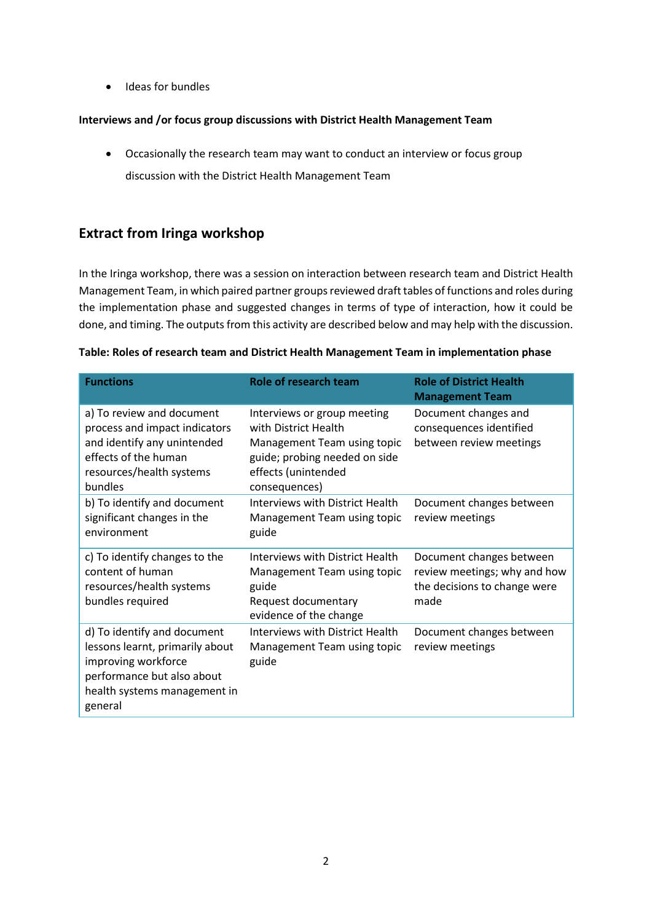- Ideas for bundles

**Interviews and /or focus group discussions with District Health Management Team**

- Occasionally the research team may want to conduct an interview or focus group discussion with the District Health Management Team

## Extract from Iringa workshop

In the Iringa workshop, there was a session on interaction between research team and District Health Management Team, in which paired partner groups reviewed draft tables of functions and roles during the implementation phase and suggested changes in terms of type of interaction, how it could be done, and timing. The outputs from this activity are described below and may help with the discussion.

**Table: Roles of research team and District Health Management Team in implementation phase**

| Functions | Role of research team | Role of District Health Management Team |
|---|---|---|
| a) To review and document process and impact indicators and identify any unintended effects of the human resources/health systems bundles | Interviews or group meeting with District Health Management Team using topic guide; probing needed on side effects (unintended consequences) | Document changes and consequences identified between review meetings |
| b) To identify and document significant changes in the environment | Interviews with District Health Management Team using topic guide | Document changes between review meetings |
| c) To identify changes to the content of human resources/health systems bundles required | Interviews with District Health Management Team using topic guide<br>Request documentary evidence of the change | Document changes between review meetings; why and how the decisions to change were made |
| d) To identify and document lessons learnt, primarily about improving workforce performance but also about health systems management in general | Interviews with District Health Management Team using topic guide | Document changes between review meetings |